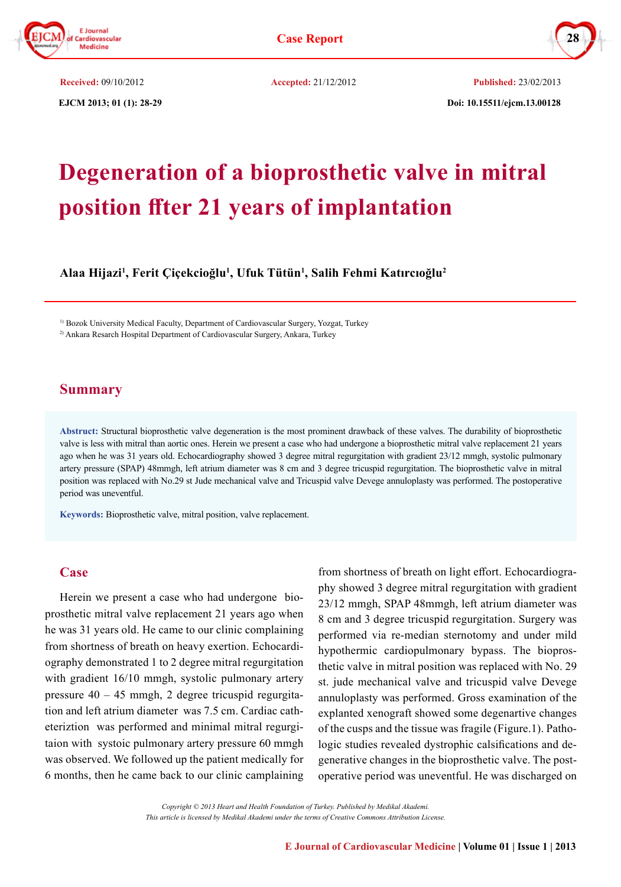Case Report

**Received:** 09/10/2012 **Accepted:** 21/12/2012 **Published:** 23/02/2013

EJCM 2013; 01 (1): 28-29 Doi: 10.15511/ejcm.13.00128

# Degeneration of a bioprosthetic valve in mitral position ffter 21 years of implantation

**Alaa Hijazi[1], Ferit Çiçekcioğlu[1], Ufuk Tütün[1], Salih Fehmi Katırcıoğlu[2]**

[1] Bozok University Medical Faculty, Department of Cardiovascular Surgery, Yozgat, Turkey

[2] Ankara Resarch Hospital Department of Cardiovascular Surgery, Ankara, Turkey

## Summary

**Abstract:** Structural bioprosthetic valve degeneration is the most prominent drawback of these valves. The durability of bioprosthetic valve is less with mitral than aortic ones. Herein we present a case who had undergone a bioprosthetic mitral valve replacement 21 years ago when he was 31 years old. Echocardiography showed 3 degree mitral regurgitation with gradient 23/12 mmgh, systolic pulmonary artery pressure (SPAP) 48mmgh, left atrium diameter was 8 cm and 3 degree tricuspid regurgitation. The bioprosthetic valve in mitral position was replaced with No.29 st Jude mechanical valve and Tricuspid valve Devege annuloplasty was performed. The postoperative period was uneventful.

**Keywords:** Bioprosthetic valve, mitral position, valve replacement.

## Case

Herein we present a case who had undergone bioprosthetic mitral valve replacement 21 years ago when he was 31 years old. He came to our clinic complaining from shortness of breath on heavy exertion. Echocardiography demonstrated 1 to 2 degree mitral regurgitation with gradient 16/10 mmgh, systolic pulmonary artery pressure 40 – 45 mmgh, 2 degree tricuspid regurgitation and left atrium diameter was 7.5 cm. Cardiac catheteriztion was performed and minimal mitral regurgitaion with systoic pulmonary artery pressure 60 mmgh was observed. We followed up the patient medically for 6 months, then he came back to our clinic camplaining from shortness of breath on light effort. Echocardiography showed 3 degree mitral regurgitation with gradient 23/12 mmgh, SPAP 48mmgh, left atrium diameter was 8 cm and 3 degree tricuspid regurgitation. Surgery was performed via re-median sternotomy and under mild hypothermic cardiopulmonary bypass. The bioprosthetic valve in mitral position was replaced with No. 29 st. jude mechanical valve and tricuspid valve Devege annuloplasty was performed. Gross examination of the explanted xenograft showed some degenartive changes of the cusps and the tissue was fragile (Figure.1). Pathologic studies revealed dystrophic calsifications and degenerative changes in the bioprosthetic valve. The postoperative period was uneventful. He was discharged on

*Copyright © 2013 Heart and Health Foundation of Turkey. Published by Medikal Akademi.*
*This article is licensed by Medikal Akademi under the terms of Creative Commons Attribution License.*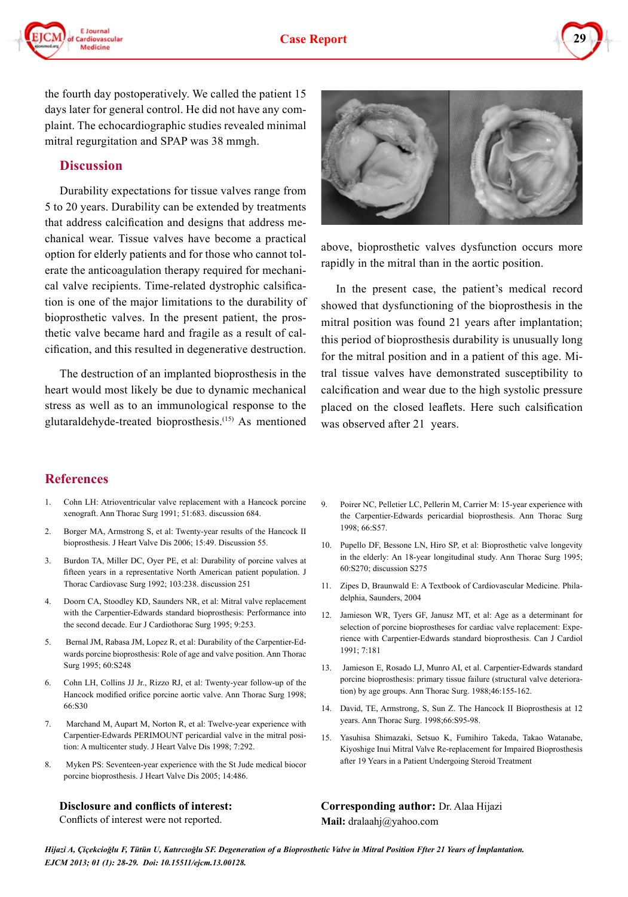the fourth day postoperatively. We called the patient 15 days later for general control. He did not have any complaint. The echocardiographic studies revealed minimal mitral regurgitation and SPAP was 38 mmgh.

## Discussion

Durability expectations for tissue valves range from 5 to 20 years. Durability can be extended by treatments that address calcification and designs that address mechanical wear. Tissue valves have become a practical option for elderly patients and for those who cannot tolerate the anticoagulation therapy required for mechanical valve recipients. Time-related dystrophic calsification is one of the major limitations to the durability of bioprosthetic valves. In the present patient, the prosthetic valve became hard and fragile as a result of calcification, and this resulted in degenerative destruction.

The destruction of an implanted bioprosthesis in the heart would most likely be due to dynamic mechanical stress as well as to an immunological response to the glutaraldehyde-treated bioprosthesis.[15] As mentioned above, bioprosthetic valves dysfunction occurs more rapidly in the mitral than in the aortic position.

In the present case, the patient's medical record showed that dysfunctioning of the bioprosthesis in the mitral position was found 21 years after implantation; this period of bioprosthesis durability is unusually long for the mitral position and in a patient of this age. Mitral tissue valves have demonstrated susceptibility to calcification and wear due to the high systolic pressure placed on the closed leaflets. Here such calsification was observed after 21 years.

## References

1. Cohn LH: Atrioventricular valve replacement with a Hancock porcine xenograft. Ann Thorac Surg 1991; 51:683. discussion 684.
2. Borger MA, Armstrong S, et al: Twenty-year results of the Hancock II bioprosthesis. J Heart Valve Dis 2006; 15:49. Discussion 55.
3. Burdon TA, Miller DC, Oyer PE, et al: Durability of porcine valves at fifteen years in a representative North American patient population. J Thorac Cardiovasc Surg 1992; 103:238. discussion 251
4. Doorn CA, Stoodley KD, Saunders NR, et al: Mitral valve replacement with the Carpentier-Edwards standard bioprosthesis: Performance into the second decade. Eur J Cardiothorac Surg 1995; 9:253.
5. Bernal JM, Rabasa JM, Lopez R, et al: Durability of the Carpentier-Edwards porcine bioprosthesis: Role of age and valve position. Ann Thorac Surg 1995; 60:S248
6. Cohn LH, Collins JJ Jr., Rizzo RJ, et al: Twenty-year follow-up of the Hancock modified orifice porcine aortic valve. Ann Thorac Surg 1998; 66:S30
7. Marchand M, Aupart M, Norton R, et al: Twelve-year experience with Carpentier-Edwards PERIMOUNT pericardial valve in the mitral position: A multicenter study. J Heart Valve Dis 1998; 7:292.
8. Myken PS: Seventeen-year experience with the St Jude medical biocor porcine bioprosthesis. J Heart Valve Dis 2005; 14:486.
9. Poirer NC, Pelletier LC, Pellerin M, Carrier M: 15-year experience with the Carpentier-Edwards pericardial bioprosthesis. Ann Thorac Surg 1998; 66:S57.
10. Pupello DF, Bessone LN, Hiro SP, et al: Bioprosthetic valve longevity in the elderly: An 18-year longitudinal study. Ann Thorac Surg 1995; 60:S270; discussion S275
11. Zipes D, Braunwald E: A Textbook of Cardiovascular Medicine. Philadelphia, Saunders, 2004
12. Jamieson WR, Tyers GF, Janusz MT, et al: Age as a determinant for selection of porcine bioprostheses for cardiac valve replacement: Experience with Carpentier-Edwards standard bioprosthesis. Can J Cardiol 1991; 7:181
13. Jamieson E, Rosado LJ, Munro AI, et al. Carpentier-Edwards standard porcine bioprosthesis: primary tissue failure (structural valve deterioration) by age groups. Ann Thorac Surg. 1988;46:155-162.
14. David, TE, Armstrong, S, Sun Z. The Hancock II Bioprosthesis at 12 years. Ann Thorac Surg. 1998;66:S95-98.
15. Yasuhisa Shimazaki, Setsuo K, Fumihiro Takeda, Takao Watanabe, Kiyoshige Inui Mitral Valve Re-replacement for Impaired Bioprosthesis after 19 Years in a Patient Undergoing Steroid Treatment

**Disclosure and conflicts of interest:**
Conflicts of interest were not reported.

**Corresponding author:** Dr. Alaa Hijazi
**Mail:** dralaahj@yahoo.com

*Hijazi A, Çiçekcioğlu F, Tütün U, Katırcıoğlu SF. Degeneration of a Bioprosthetic Valve in Mitral Position Ffter 21 Years of İmplantation. EJCM 2013; 01 (1): 28-29. Doi: 10.15511/ejcm.13.00128.*